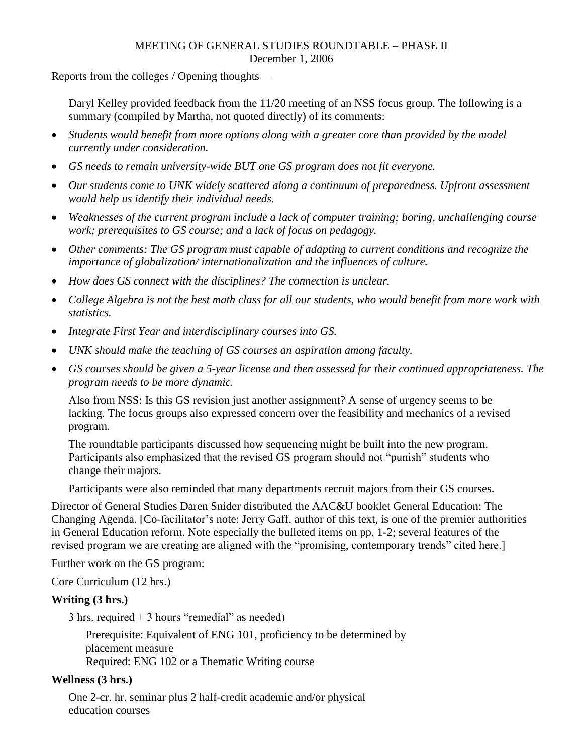MEETING OF GENERAL STUDIES ROUNDTABLE – PHASE II
December 1, 2006

Reports from the colleges / Opening thoughts—

Daryl Kelley provided feedback from the 11/20 meeting of an NSS focus group. The following is a summary (compiled by Martha, not quoted directly) of its comments:

- *Students would benefit from more options along with a greater core than provided by the model currently under consideration.*
- *GS needs to remain university-wide BUT one GS program does not fit everyone.*
- *Our students come to UNK widely scattered along a continuum of preparedness. Upfront assessment would help us identify their individual needs.*
- *Weaknesses of the current program include a lack of computer training; boring, unchallenging course work; prerequisites to GS course; and a lack of focus on pedagogy.*
- *Other comments: The GS program must capable of adapting to current conditions and recognize the importance of globalization/ internationalization and the influences of culture.*
- *How does GS connect with the disciplines? The connection is unclear.*
- *College Algebra is not the best math class for all our students, who would benefit from more work with statistics.*
- *Integrate First Year and interdisciplinary courses into GS.*
- *UNK should make the teaching of GS courses an aspiration among faculty.*
- *GS courses should be given a 5-year license and then assessed for their continued appropriateness. The program needs to be more dynamic.*

Also from NSS: Is this GS revision just another assignment? A sense of urgency seems to be lacking. The focus groups also expressed concern over the feasibility and mechanics of a revised program.

The roundtable participants discussed how sequencing might be built into the new program. Participants also emphasized that the revised GS program should not "punish" students who change their majors.

Participants were also reminded that many departments recruit majors from their GS courses.

Director of General Studies Daren Snider distributed the AAC&U booklet General Education: The Changing Agenda. [Co-facilitator's note: Jerry Gaff, author of this text, is one of the premier authorities in General Education reform. Note especially the bulleted items on pp. 1-2; several features of the revised program we are creating are aligned with the "promising, contemporary trends" cited here.]

Further work on the GS program:

Core Curriculum (12 hrs.)

**Writing (3 hrs.)**

3 hrs. required + 3 hours "remedial" as needed)

Prerequisite: Equivalent of ENG 101, proficiency to be determined by placement measure
Required: ENG 102 or a Thematic Writing course

**Wellness (3 hrs.)**

One 2-cr. hr. seminar plus 2 half-credit academic and/or physical education courses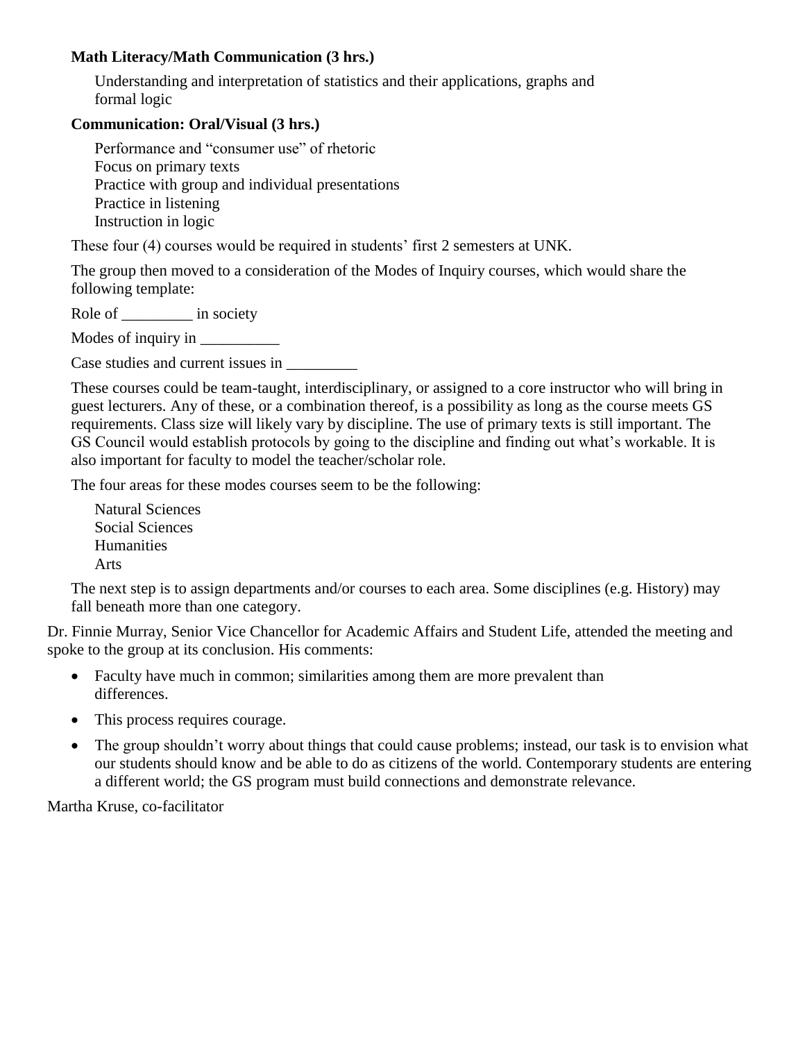**Math Literacy/Math Communication (3 hrs.)**

Understanding and interpretation of statistics and their applications, graphs and formal logic

**Communication: Oral/Visual (3 hrs.)**

Performance and "consumer use" of rhetoric
Focus on primary texts
Practice with group and individual presentations
Practice in listening
Instruction in logic

These four (4) courses would be required in students' first 2 semesters at UNK.

The group then moved to a consideration of the Modes of Inquiry courses, which would share the following template:

Role of _________ in society

Modes of inquiry in __________

Case studies and current issues in _________

These courses could be team-taught, interdisciplinary, or assigned to a core instructor who will bring in guest lecturers. Any of these, or a combination thereof, is a possibility as long as the course meets GS requirements. Class size will likely vary by discipline. The use of primary texts is still important. The GS Council would establish protocols by going to the discipline and finding out what's workable. It is also important for faculty to model the teacher/scholar role.

The four areas for these modes courses seem to be the following:

Natural Sciences
Social Sciences
Humanities
Arts

The next step is to assign departments and/or courses to each area. Some disciplines (e.g. History) may fall beneath more than one category.

Dr. Finnie Murray, Senior Vice Chancellor for Academic Affairs and Student Life, attended the meeting and spoke to the group at its conclusion. His comments:

- Faculty have much in common; similarities among them are more prevalent than differences.
- This process requires courage.
- The group shouldn't worry about things that could cause problems; instead, our task is to envision what our students should know and be able to do as citizens of the world. Contemporary students are entering a different world; the GS program must build connections and demonstrate relevance.

Martha Kruse, co-facilitator